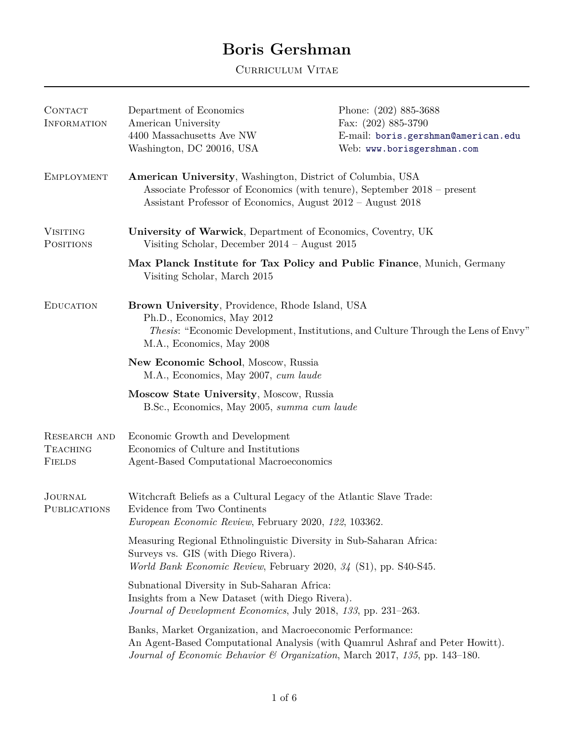# Boris Gershman

Curriculum Vitae

## Contact Information

Department of Economics
American University
4400 Massachusetts Ave NW
Washington, DC 20016, USA

Phone: (202) 885-3688
Fax: (202) 885-3790
E-mail: boris.gershman@american.edu
Web: www.borisgershman.com

## Employment

**American University**, Washington, District of Columbia, USA
Associate Professor of Economics (with tenure), September 2018 – present
Assistant Professor of Economics, August 2012 – August 2018

## Visiting Positions

**University of Warwick**, Department of Economics, Coventry, UK
Visiting Scholar, December 2014 – August 2015

**Max Planck Institute for Tax Policy and Public Finance**, Munich, Germany
Visiting Scholar, March 2015

## Education

**Brown University**, Providence, Rhode Island, USA
Ph.D., Economics, May 2012
*Thesis*: "Economic Development, Institutions, and Culture Through the Lens of Envy"
M.A., Economics, May 2008

**New Economic School**, Moscow, Russia
M.A., Economics, May 2007, *cum laude*

**Moscow State University**, Moscow, Russia
B.Sc., Economics, May 2005, *summa cum laude*

## Research and Teaching Fields

Economic Growth and Development
Economics of Culture and Institutions
Agent-Based Computational Macroeconomics

## Journal Publications

Witchcraft Beliefs as a Cultural Legacy of the Atlantic Slave Trade:
Evidence from Two Continents
*European Economic Review*, February 2020, *122*, 103362.

Measuring Regional Ethnolinguistic Diversity in Sub-Saharan Africa:
Surveys vs. GIS (with Diego Rivera).
*World Bank Economic Review*, February 2020, *34* (S1), pp. S40-S45.

Subnational Diversity in Sub-Saharan Africa:
Insights from a New Dataset (with Diego Rivera).
*Journal of Development Economics*, July 2018, *133*, pp. 231–263.

Banks, Market Organization, and Macroeconomic Performance:
An Agent-Based Computational Analysis (with Quamrul Ashraf and Peter Howitt).
*Journal of Economic Behavior & Organization*, March 2017, *135*, pp. 143–180.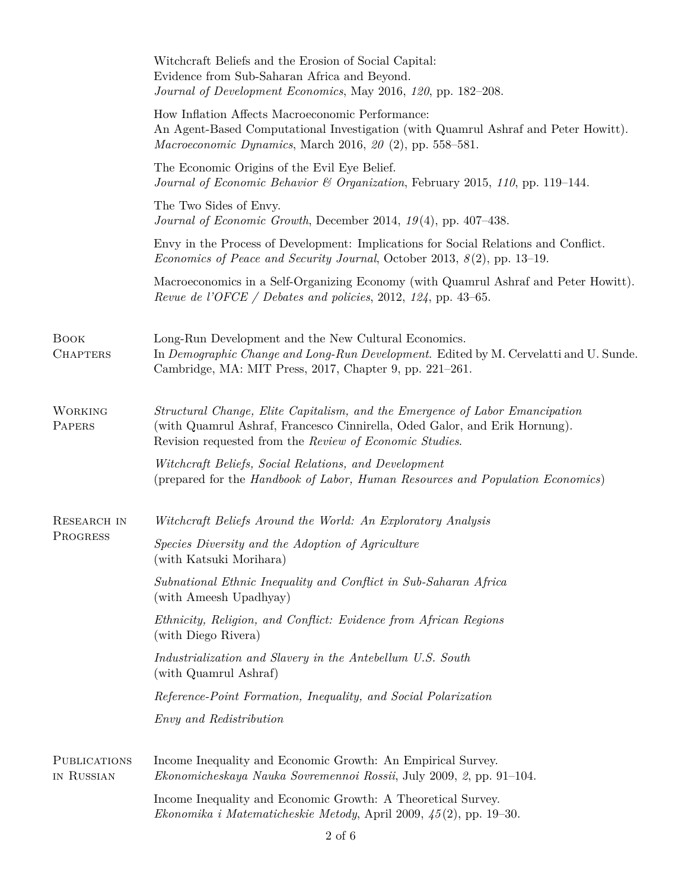Witchcraft Beliefs and the Erosion of Social Capital:
Evidence from Sub-Saharan Africa and Beyond.
*Journal of Development Economics*, May 2016, *120*, pp. 182–208.

How Inflation Affects Macroeconomic Performance:
An Agent-Based Computational Investigation (with Quamrul Ashraf and Peter Howitt).
*Macroeconomic Dynamics*, March 2016, *20* (2), pp. 558–581.

The Economic Origins of the Evil Eye Belief.
*Journal of Economic Behavior & Organization*, February 2015, *110*, pp. 119–144.

The Two Sides of Envy.
*Journal of Economic Growth*, December 2014, *19* (4), pp. 407–438.

Envy in the Process of Development: Implications for Social Relations and Conflict.
*Economics of Peace and Security Journal*, October 2013, *8* (2), pp. 13–19.

Macroeconomics in a Self-Organizing Economy (with Quamrul Ashraf and Peter Howitt).
*Revue de l'OFCE / Debates and policies*, 2012, *124*, pp. 43–65.

## Book Chapters

Long-Run Development and the New Cultural Economics.
In *Demographic Change and Long-Run Development*. Edited by M. Cervelatti and U. Sunde.
Cambridge, MA: MIT Press, 2017, Chapter 9, pp. 221–261.

## Working Papers

*Structural Change, Elite Capitalism, and the Emergence of Labor Emancipation*
(with Quamrul Ashraf, Francesco Cinnirella, Oded Galor, and Erik Hornung).
Revision requested from the *Review of Economic Studies*.

*Witchcraft Beliefs, Social Relations, and Development*
(prepared for the *Handbook of Labor, Human Resources and Population Economics*)

## Research in Progress

*Witchcraft Beliefs Around the World: An Exploratory Analysis*

*Species Diversity and the Adoption of Agriculture*
(with Katsuki Morihara)

*Subnational Ethnic Inequality and Conflict in Sub-Saharan Africa*
(with Ameesh Upadhyay)

*Ethnicity, Religion, and Conflict: Evidence from African Regions*
(with Diego Rivera)

*Industrialization and Slavery in the Antebellum U.S. South*
(with Quamrul Ashraf)

*Reference-Point Formation, Inequality, and Social Polarization*

*Envy and Redistribution*

## Publications in Russian

Income Inequality and Economic Growth: An Empirical Survey.
*Ekonomicheskaya Nauka Sovremennoi Rossii*, July 2009, *2*, pp. 91–104.

Income Inequality and Economic Growth: A Theoretical Survey.
*Ekonomika i Matematicheskie Metody*, April 2009, *45* (2), pp. 19–30.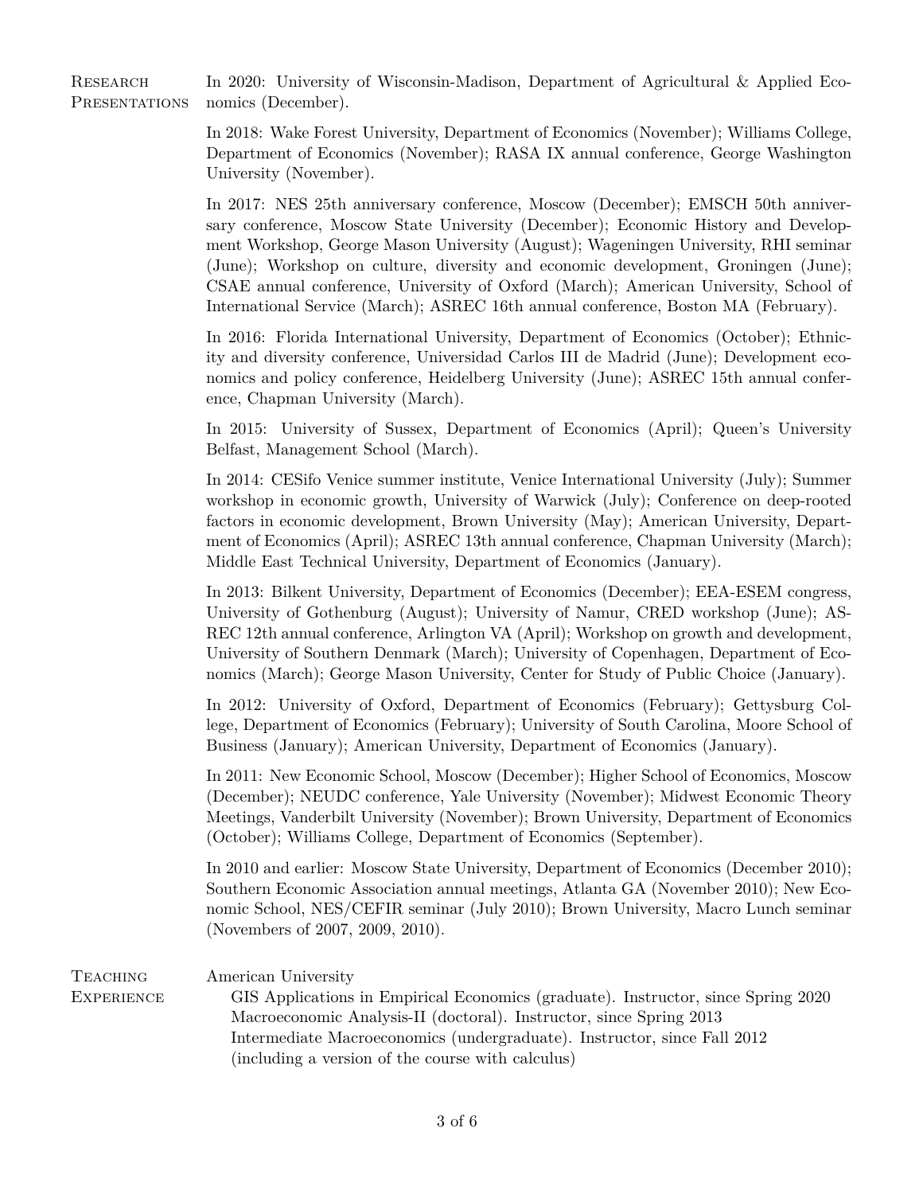## Research Presentations

In 2020: University of Wisconsin-Madison, Department of Agricultural & Applied Economics (December).

In 2018: Wake Forest University, Department of Economics (November); Williams College, Department of Economics (November); RASA IX annual conference, George Washington University (November).

In 2017: NES 25th anniversary conference, Moscow (December); EMSCH 50th anniversary conference, Moscow State University (December); Economic History and Development Workshop, George Mason University (August); Wageningen University, RHI seminar (June); Workshop on culture, diversity and economic development, Groningen (June); CSAE annual conference, University of Oxford (March); American University, School of International Service (March); ASREC 16th annual conference, Boston MA (February).

In 2016: Florida International University, Department of Economics (October); Ethnicity and diversity conference, Universidad Carlos III de Madrid (June); Development economics and policy conference, Heidelberg University (June); ASREC 15th annual conference, Chapman University (March).

In 2015: University of Sussex, Department of Economics (April); Queen's University Belfast, Management School (March).

In 2014: CESifo Venice summer institute, Venice International University (July); Summer workshop in economic growth, University of Warwick (July); Conference on deep-rooted factors in economic development, Brown University (May); American University, Department of Economics (April); ASREC 13th annual conference, Chapman University (March); Middle East Technical University, Department of Economics (January).

In 2013: Bilkent University, Department of Economics (December); EEA-ESEM congress, University of Gothenburg (August); University of Namur, CRED workshop (June); ASREC 12th annual conference, Arlington VA (April); Workshop on growth and development, University of Southern Denmark (March); University of Copenhagen, Department of Economics (March); George Mason University, Center for Study of Public Choice (January).

In 2012: University of Oxford, Department of Economics (February); Gettysburg College, Department of Economics (February); University of South Carolina, Moore School of Business (January); American University, Department of Economics (January).

In 2011: New Economic School, Moscow (December); Higher School of Economics, Moscow (December); NEUDC conference, Yale University (November); Midwest Economic Theory Meetings, Vanderbilt University (November); Brown University, Department of Economics (October); Williams College, Department of Economics (September).

In 2010 and earlier: Moscow State University, Department of Economics (December 2010); Southern Economic Association annual meetings, Atlanta GA (November 2010); New Economic School, NES/CEFIR seminar (July 2010); Brown University, Macro Lunch seminar (Novembers of 2007, 2009, 2010).

## Teaching Experience

American University

- GIS Applications in Empirical Economics (graduate). Instructor, since Spring 2020
- Macroeconomic Analysis-II (doctoral). Instructor, since Spring 2013
- Intermediate Macroeconomics (undergraduate). Instructor, since Fall 2012 (including a version of the course with calculus)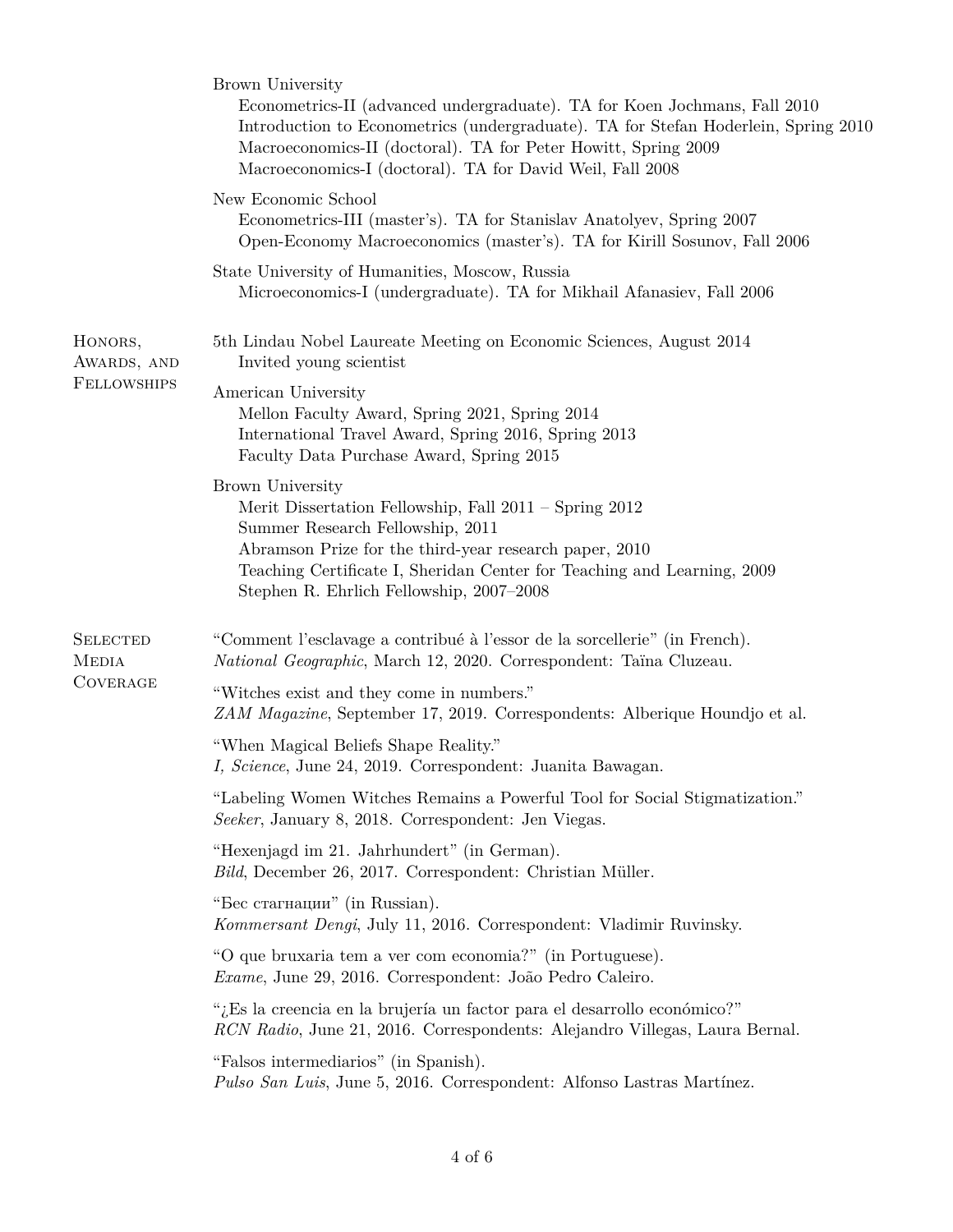Brown University
- Econometrics-II (advanced undergraduate). TA for Koen Jochmans, Fall 2010
- Introduction to Econometrics (undergraduate). TA for Stefan Hoderlein, Spring 2010
- Macroeconomics-II (doctoral). TA for Peter Howitt, Spring 2009
- Macroeconomics-I (doctoral). TA for David Weil, Fall 2008

New Economic School
- Econometrics-III (master's). TA for Stanislav Anatolyev, Spring 2007
- Open-Economy Macroeconomics (master's). TA for Kirill Sosunov, Fall 2006

State University of Humanities, Moscow, Russia
- Microeconomics-I (undergraduate). TA for Mikhail Afanasiev, Fall 2006

## Honors, Awards, and Fellowships

5th Lindau Nobel Laureate Meeting on Economic Sciences, August 2014
- Invited young scientist

American University
- Mellon Faculty Award, Spring 2021, Spring 2014
- International Travel Award, Spring 2016, Spring 2013
- Faculty Data Purchase Award, Spring 2015

Brown University
- Merit Dissertation Fellowship, Fall 2011 – Spring 2012
- Summer Research Fellowship, 2011
- Abramson Prize for the third-year research paper, 2010
- Teaching Certificate I, Sheridan Center for Teaching and Learning, 2009
- Stephen R. Ehrlich Fellowship, 2007–2008

## Selected Media Coverage

"Comment l'esclavage a contribué à l'essor de la sorcellerie" (in French).
*National Geographic*, March 12, 2020. Correspondent: Taïna Cluzeau.

"Witches exist and they come in numbers."
*ZAM Magazine*, September 17, 2019. Correspondents: Alberique Houndjo et al.

"When Magical Beliefs Shape Reality."
*I, Science*, June 24, 2019. Correspondent: Juanita Bawagan.

"Labeling Women Witches Remains a Powerful Tool for Social Stigmatization."
*Seeker*, January 8, 2018. Correspondent: Jen Viegas.

"Hexenjagd im 21. Jahrhundert" (in German).
*Bild*, December 26, 2017. Correspondent: Christian Müller.

"Бес стагнации" (in Russian).
*Kommersant Dengi*, July 11, 2016. Correspondent: Vladimir Ruvinsky.

"O que bruxaria tem a ver com economia?" (in Portuguese).
*Exame*, June 29, 2016. Correspondent: João Pedro Caleiro.

"¿Es la creencia en la brujería un factor para el desarrollo económico?"
*RCN Radio*, June 21, 2016. Correspondents: Alejandro Villegas, Laura Bernal.

"Falsos intermediarios" (in Spanish).
*Pulso San Luis*, June 5, 2016. Correspondent: Alfonso Lastras Martínez.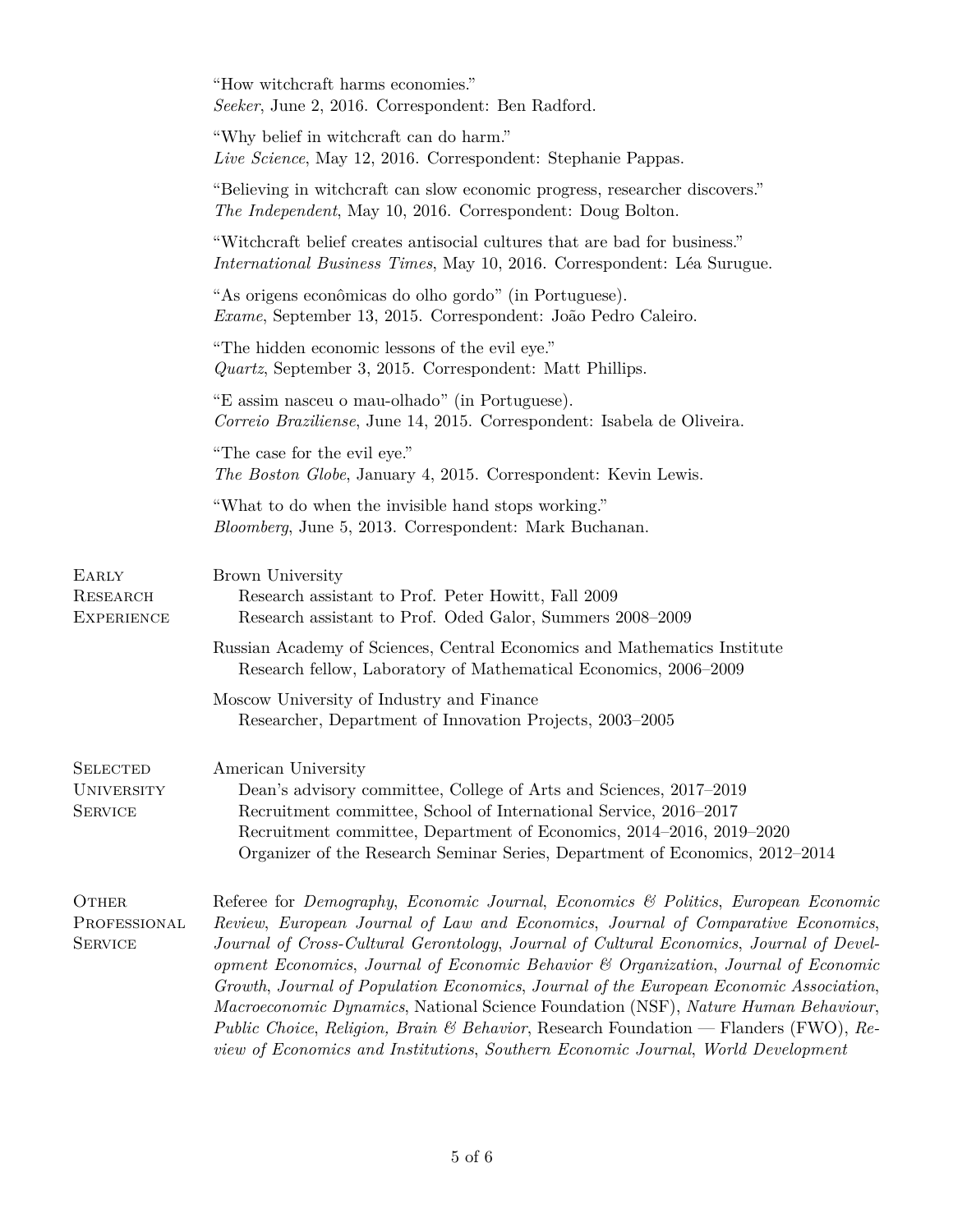"How witchcraft harms economies."
*Seeker*, June 2, 2016. Correspondent: Ben Radford.

"Why belief in witchcraft can do harm."
*Live Science*, May 12, 2016. Correspondent: Stephanie Pappas.

"Believing in witchcraft can slow economic progress, researcher discovers."
*The Independent*, May 10, 2016. Correspondent: Doug Bolton.

"Witchcraft belief creates antisocial cultures that are bad for business."
*International Business Times*, May 10, 2016. Correspondent: Léa Surugue.

"As origens econômicas do olho gordo" (in Portuguese).
*Exame*, September 13, 2015. Correspondent: João Pedro Caleiro.

"The hidden economic lessons of the evil eye."
*Quartz*, September 3, 2015. Correspondent: Matt Phillips.

"E assim nasceu o mau-olhado" (in Portuguese).
*Correio Braziliense*, June 14, 2015. Correspondent: Isabela de Oliveira.

"The case for the evil eye."
*The Boston Globe*, January 4, 2015. Correspondent: Kevin Lewis.

"What to do when the invisible hand stops working."
*Bloomberg*, June 5, 2013. Correspondent: Mark Buchanan.

## Early Research Experience

Brown University
- Research assistant to Prof. Peter Howitt, Fall 2009
- Research assistant to Prof. Oded Galor, Summers 2008–2009

Russian Academy of Sciences, Central Economics and Mathematics Institute
- Research fellow, Laboratory of Mathematical Economics, 2006–2009

Moscow University of Industry and Finance
- Researcher, Department of Innovation Projects, 2003–2005

## Selected University Service

American University
- Dean's advisory committee, College of Arts and Sciences, 2017–2019
- Recruitment committee, School of International Service, 2016–2017
- Recruitment committee, Department of Economics, 2014–2016, 2019–2020
- Organizer of the Research Seminar Series, Department of Economics, 2012–2014

## Other Professional Service

Referee for *Demography*, *Economic Journal*, *Economics & Politics*, *European Economic Review*, *European Journal of Law and Economics*, *Journal of Comparative Economics*, *Journal of Cross-Cultural Gerontology*, *Journal of Cultural Economics*, *Journal of Development Economics*, *Journal of Economic Behavior & Organization*, *Journal of Economic Growth*, *Journal of Population Economics*, *Journal of the European Economic Association*, *Macroeconomic Dynamics*, National Science Foundation (NSF), *Nature Human Behaviour*, *Public Choice*, *Religion, Brain & Behavior*, Research Foundation — Flanders (FWO), *Review of Economics and Institutions*, *Southern Economic Journal*, *World Development*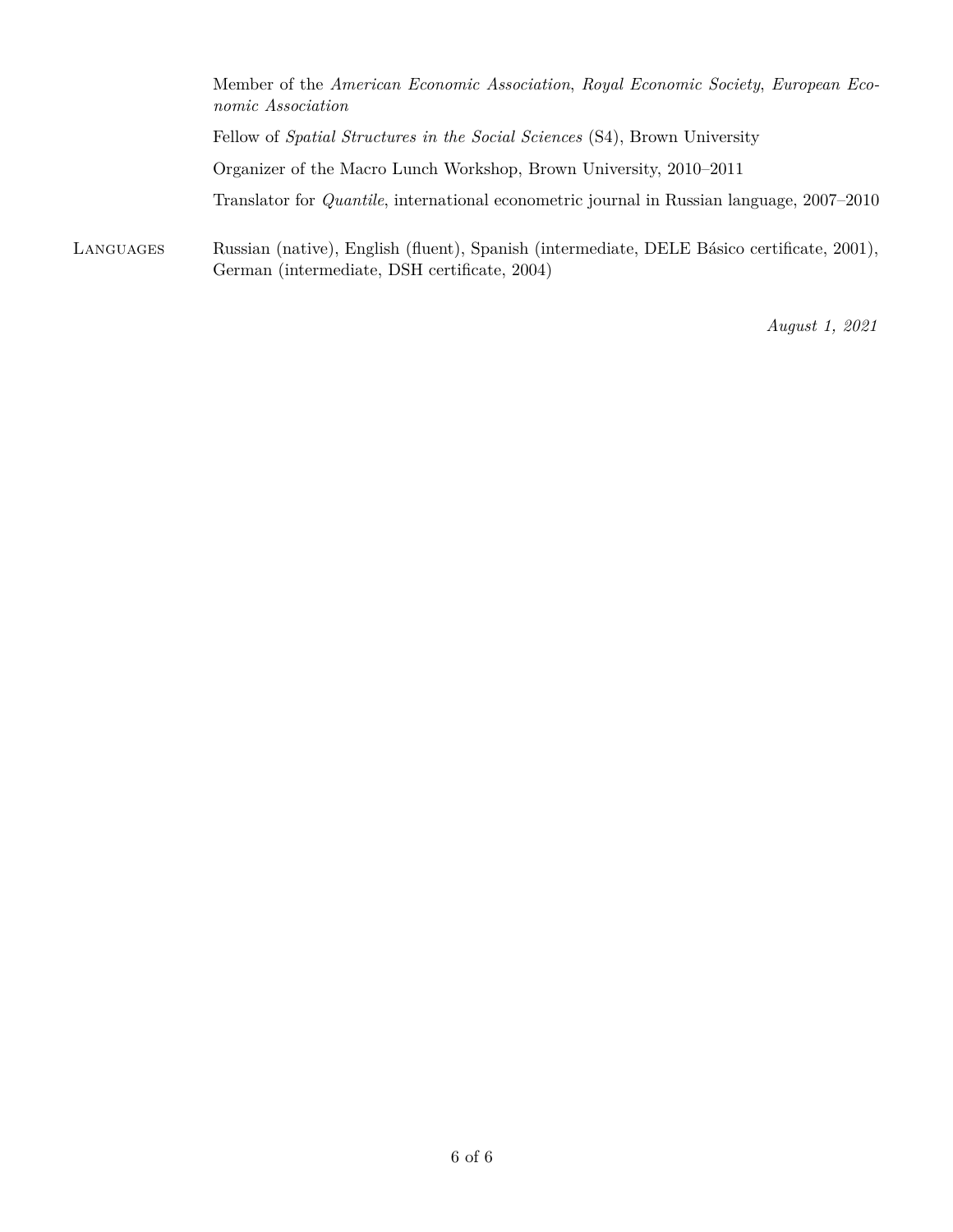Member of the *American Economic Association*, *Royal Economic Society*, *European Economic Association*

Fellow of *Spatial Structures in the Social Sciences* (S4), Brown University

Organizer of the Macro Lunch Workshop, Brown University, 2010–2011

Translator for *Quantile*, international econometric journal in Russian language, 2007–2010

**Languages**

Russian (native), English (fluent), Spanish (intermediate, DELE Básico certificate, 2001), German (intermediate, DSH certificate, 2004)

*August 1, 2021*